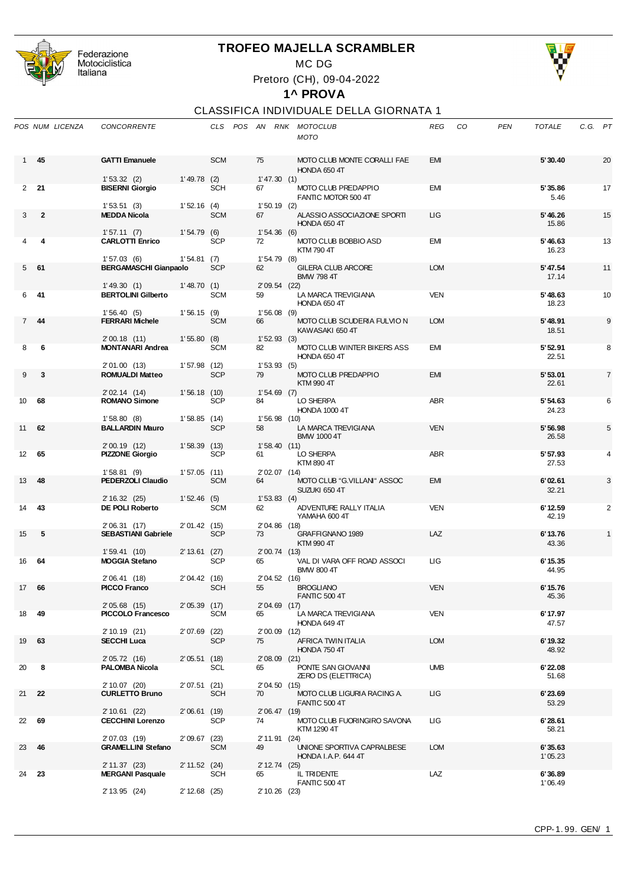Federazione Motociclistica Italiana

# TROFEO MAJELLA SCRAMBLER

MC DG

Pretoro (CH), 09-04-2022

## 1^ PROVA

### CLASSIFICA INDIVIDUALE DELLA GIORNATA 1

| POS | NUM | LICENZA | CONCORRENTE | | | CLS | POS | AN | RNK | MOTOCLUB / MOTO | REG | CO | PEN | TOTALE | C.G. | PT |
|---|---|---|---|---|---|---|---|---|---|---|---|---|---|---|---|---|
| 1 | **45** | | **GATTI Emanuele** | | | SCM | | 75 | | MOTO CLUB MONTE CORALLI FAE / HONDA 650 4T | EMI | | | **5'30.40** | | 20 |
| | | | 1'53.32 (2) | 1'49.78 (2) | 1'47.30 (1) | | | | | | | | | | | |
| 2 | **21** | | **BISERNI Giorgio** | | | SCH | | 67 | | MOTO CLUB PREDAPPIO / FANTIC MOTOR 500 4T | EMI | | | **5'35.86** 5.46 | | 17 |
| | | | 1'53.51 (3) | 1'52.16 (4) | 1'50.19 (2) | | | | | | | | | | | |
| 3 | **2** | | **MEDDA Nicola** | | | SCM | | 67 | | ALASSIO ASSOCIAZIONE SPORTI / HONDA 650 4T | LIG | | | **5'46.26** 15.86 | | 15 |
| | | | 1'57.11 (7) | 1'54.79 (6) | 1'54.36 (6) | | | | | | | | | | | |
| 4 | **4** | | **CARLOTTI Enrico** | | | SCP | | 72 | | MOTO CLUB BOBBIO ASD / KTM 790 4T | EMI | | | **5'46.63** 16.23 | | 13 |
| | | | 1'57.03 (6) | 1'54.81 (7) | 1'54.79 (8) | | | | | | | | | | | |
| 5 | **61** | | **BERGAMASCHI Gianpaolo** | | | SCP | | 62 | | GILERA CLUB ARCORE / BMW 798 4T | LOM | | | **5'47.54** 17.14 | | 11 |
| | | | 1'49.30 (1) | 1'48.70 (1) | 2'09.54 (22) | | | | | | | | | | | |
| 6 | **41** | | **BERTOLINI Gilberto** | | | SCM | | 59 | | LA MARCA TREVIGIANA / HONDA 650 4T | VEN | | | **5'48.63** 18.23 | | 10 |
| | | | 1'56.40 (5) | 1'56.15 (9) | 1'56.08 (9) | | | | | | | | | | | |
| 7 | **44** | | **FERRARI Michele** | | | SCM | | 66 | | MOTO CLUB SCUDERIA FULVIO N / KAWASAKI 650 4T | LOM | | | **5'48.91** 18.51 | | 9 |
| | | | 2'00.18 (11) | 1'55.80 (8) | 1'52.93 (3) | | | | | | | | | | | |
| 8 | **6** | | **MONTANARI Andrea** | | | SCM | | 82 | | MOTO CLUB WINTER BIKERS ASS / HONDA 650 4T | EMI | | | **5'52.91** 22.51 | | 8 |
| | | | 2'01.00 (13) | 1'57.98 (12) | 1'53.93 (5) | | | | | | | | | | | |
| 9 | **3** | | **ROMUALDI Matteo** | | | SCP | | 79 | | MOTO CLUB PREDAPPIO / KTM 990 4T | EMI | | | **5'53.01** 22.61 | | 7 |
| | | | 2'02.14 (14) | 1'56.18 (10) | 1'54.69 (7) | | | | | | | | | | | |
| 10 | **68** | | **ROMANO Simone** | | | SCP | | 84 | | LO SHERPA / HONDA 1000 4T | ABR | | | **5'54.63** 24.23 | | 6 |
| | | | 1'58.80 (8) | 1'58.85 (14) | 1'56.98 (10) | | | | | | | | | | | |
| 11 | **62** | | **BALLARDIN Mauro** | | | SCP | | 58 | | LA MARCA TREVIGIANA / BMW 1000 4T | VEN | | | **5'56.98** 26.58 | | 5 |
| | | | 2'00.19 (12) | 1'58.39 (13) | 1'58.40 (11) | | | | | | | | | | | |
| 12 | **65** | | **PIZZONE Giorgio** | | | SCP | | 61 | | LO SHERPA / KTM 890 4T | ABR | | | **5'57.93** 27.53 | | 4 |
| | | | 1'58.81 (9) | 1'57.05 (11) | 2'02.07 (14) | | | | | | | | | | | |
| 13 | **48** | | **PEDERZOLI Claudio** | | | SCM | | 64 | | MOTO CLUB "G.VILLANI" ASSOC / SUZUKI 650 4T | EMI | | | **6'02.61** 32.21 | | 3 |
| | | | 2'16.32 (25) | 1'52.46 (5) | 1'53.83 (4) | | | | | | | | | | | |
| 14 | **43** | | **DE POLI Roberto** | | | SCM | | 62 | | ADVENTURE RALLY ITALIA / YAMAHA 600 4T | VEN | | | **6'12.59** 42.19 | | 2 |
| | | | 2'06.31 (17) | 2'01.42 (15) | 2'04.86 (18) | | | | | | | | | | | |
| 15 | **5** | | **SEBASTIANI Gabriele** | | | SCP | | 73 | | GRAFFIGNANO 1989 / KTM 990 4T | LAZ | | | **6'13.76** 43.36 | | 1 |
| | | | 1'59.41 (10) | 2'13.61 (27) | 2'00.74 (13) | | | | | | | | | | | |
| 16 | **64** | | **MOGGIA Stefano** | | | SCP | | 65 | | VAL DI VARA OFF ROAD ASSOCI / BMW 800 4T | LIG | | | **6'15.35** 44.95 | | |
| | | | 2'06.41 (18) | 2'04.42 (16) | 2'04.52 (16) | | | | | | | | | | | |
| 17 | **66** | | **PICCO Franco** | | | SCH | | 55 | | BROGLIANO / FANTIC 500 4T | VEN | | | **6'15.76** 45.36 | | |
| | | | 2'05.68 (15) | 2'05.39 (17) | 2'04.69 (17) | | | | | | | | | | | |
| 18 | **49** | | **PICCOLO Francesco** | | | SCM | | 65 | | LA MARCA TREVIGIANA / HONDA 649 4T | VEN | | | **6'17.97** 47.57 | | |
| | | | 2'10.19 (21) | 2'07.69 (22) | 2'00.09 (12) | | | | | | | | | | | |
| 19 | **63** | | **SECCHI Luca** | | | SCP | | 75 | | AFRICA TWIN ITALIA / HONDA 750 4T | LOM | | | **6'19.32** 48.92 | | |
| | | | 2'05.72 (16) | 2'05.51 (18) | 2'08.09 (21) | | | | | | | | | | | |
| 20 | **8** | | **PALOMBA Nicola** | | | SCL | | 65 | | PONTE SAN GIOVANNI / ZERO DS (ELETTRICA) | UMB | | | **6'22.08** 51.68 | | |
| | | | 2'10.07 (20) | 2'07.51 (21) | 2'04.50 (15) | | | | | | | | | | | |
| 21 | **22** | | **CURLETTO Bruno** | | | SCH | | 70 | | MOTO CLUB LIGURIA RACING A. / FANTIC 500 4T | LIG | | | **6'23.69** 53.29 | | |
| | | | 2'10.61 (22) | 2'06.61 (19) | 2'06.47 (19) | | | | | | | | | | | |
| 22 | **69** | | **CECCHINI Lorenzo** | | | SCP | | 74 | | MOTO CLUB FUORINGIRO SAVONA / KTM 1290 4T | LIG | | | **6'28.61** 58.21 | | |
| | | | 2'07.03 (19) | 2'09.67 (23) | 2'11.91 (24) | | | | | | | | | | | |
| 23 | **46** | | **GRAMELLINI Stefano** | | | SCM | | 49 | | UNIONE SPORTIVA CAPRALBESE / HONDA I.A.P. 644 4T | LOM | | | **6'35.63** 1'05.23 | | |
| | | | 2'11.37 (23) | 2'11.52 (24) | 2'12.74 (25) | | | | | | | | | | | |
| 24 | **23** | | **MERGANI Pasquale** | | | SCH | | 65 | | IL TRIDENTE / FANTIC 500 4T | LAZ | | | **6'36.89** 1'06.49 | | |
| | | | 2'13.95 (24) | 2'12.68 (25) | 2'10.26 (23) | | | | | | | | | | | |

CPP-1.99. GEN/ 1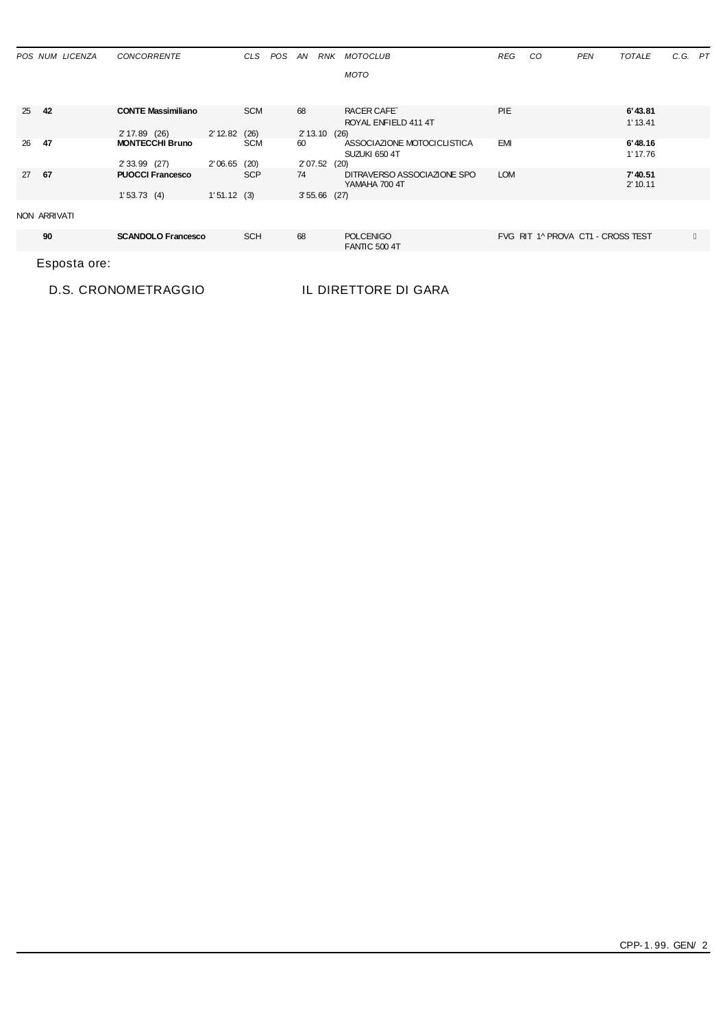| POS | NUM | LICENZA | CONCORRENTE | | CLS | POS | AN | RNK | MOTOCLUB / MOTO | REG | CO | PEN | TOTALE | C.G. | PT |
|---|---|---|---|---|---|---|---|---|---|---|---|---|---|---|---|
| 25 | 42 | | **CONTE Massimiliano** | | SCM | | 68 | | RACER CAFE` / ROYAL ENFIELD 411 4T | PIE | | | **6'43.81** / 1'13.41 | | |
| | | | 2'17.89 (26) | 2'12.82 (26) | | | 2'13.10 (26) | | | | | | | | |
| 26 | 47 | | **MONTECCHI Bruno** | | SCM | | 60 | | ASSOCIAZIONE MOTOCICLISTICA / SUZUKI 650 4T | EMI | | | **6'48.16** / 1'17.76 | | |
| | | | 2'33.99 (27) | 2'06.65 (20) | | | 2'07.52 (20) | | | | | | | | |
| 27 | 67 | | **PUOCCI Francesco** | | SCP | | 74 | | DITRAVERSO ASSOCIAZIONE SPO / YAMAHA 700 4T | LOM | | | **7'40.51** / 2'10.11 | | |
| | | | 1'53.73 (4) | 1'51.12 (3) | | | 3'55.66 (27) | | | | | | | | |

NON ARRIVATI

| | NUM | CONCORRENTE | CLS | AN | MOTOCLUB / MOTO | REG | NOTE |
|---|---|---|---|---|---|---|---|
| | 90 | **SCANDOLO Francesco** | SCH | 68 | POLCENIGO / FANTIC 500 4T | FVG | RIT 1^ PROVA CT1 - CROSS TEST |

Esposta ore:

D.S. CRONOMETRAGGIO

IL DIRETTORE DI GARA